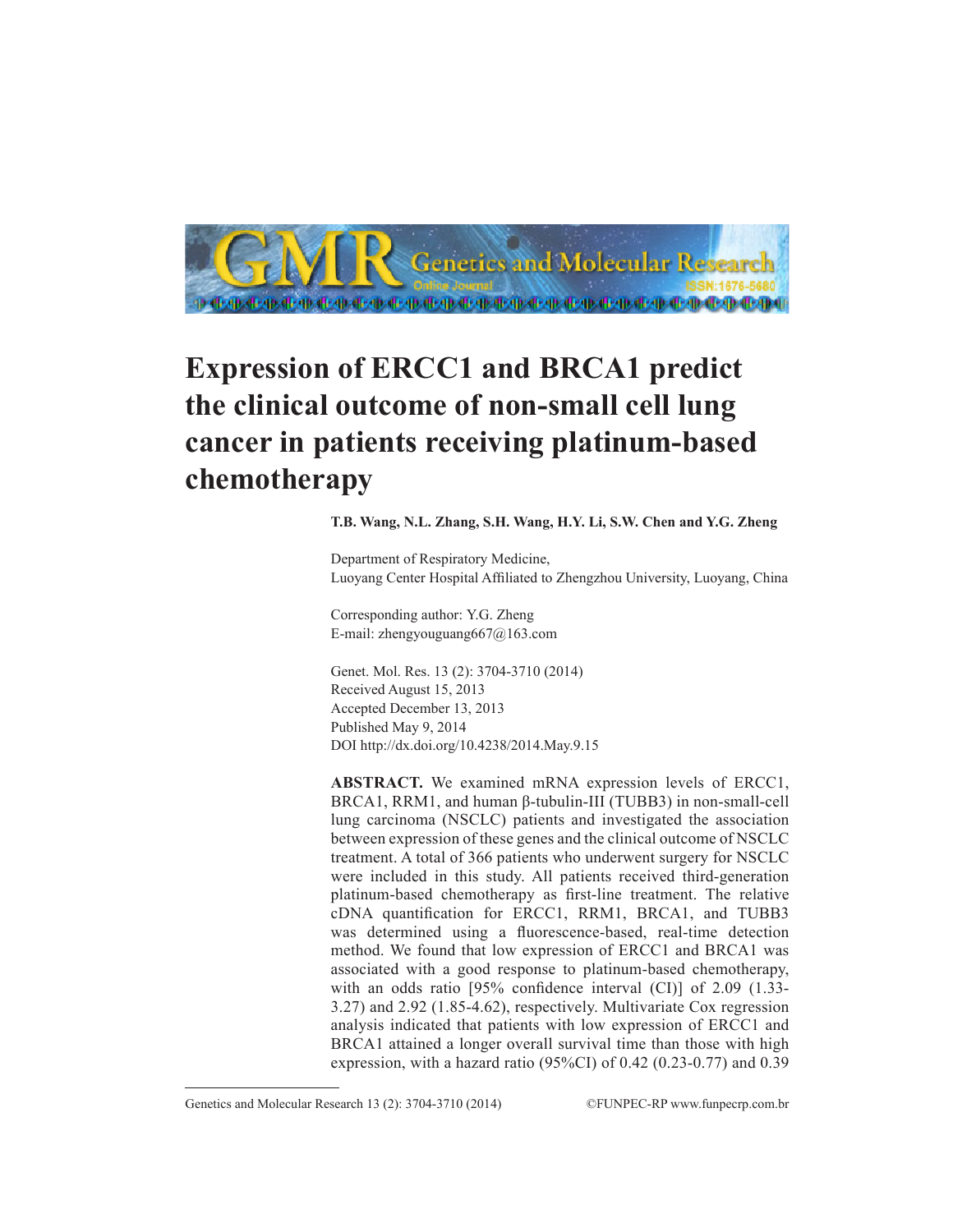# Expression of ERCC1 and BRCA1 predict the clinical outcome of non-small cell lung cancer in patients receiving platinum-based chemotherapy

**T.B. Wang, N.L. Zhang, S.H. Wang, H.Y. Li, S.W. Chen and Y.G. Zheng**

Department of Respiratory Medicine,
Luoyang Center Hospital Affiliated to Zhengzhou University, Luoyang, China

Corresponding author: Y.G. Zheng
E-mail: zhengyouguang667@163.com

Genet. Mol. Res. 13 (2): 3704-3710 (2014)
Received August 15, 2013
Accepted December 13, 2013
Published May 9, 2014
DOI http://dx.doi.org/10.4238/2014.May.9.15

**ABSTRACT.** We examined mRNA expression levels of ERCC1, BRCA1, RRM1, and human β-tubulin-III (TUBB3) in non-small-cell lung carcinoma (NSCLC) patients and investigated the association between expression of these genes and the clinical outcome of NSCLC treatment. A total of 366 patients who underwent surgery for NSCLC were included in this study. All patients received third-generation platinum-based chemotherapy as first-line treatment. The relative cDNA quantification for ERCC1, RRM1, BRCA1, and TUBB3 was determined using a fluorescence-based, real-time detection method. We found that low expression of ERCC1 and BRCA1 was associated with a good response to platinum-based chemotherapy, with an odds ratio [95% confidence interval (CI)] of 2.09 (1.33-3.27) and 2.92 (1.85-4.62), respectively. Multivariate Cox regression analysis indicated that patients with low expression of ERCC1 and BRCA1 attained a longer overall survival time than those with high expression, with a hazard ratio (95%CI) of 0.42 (0.23-0.77) and 0.39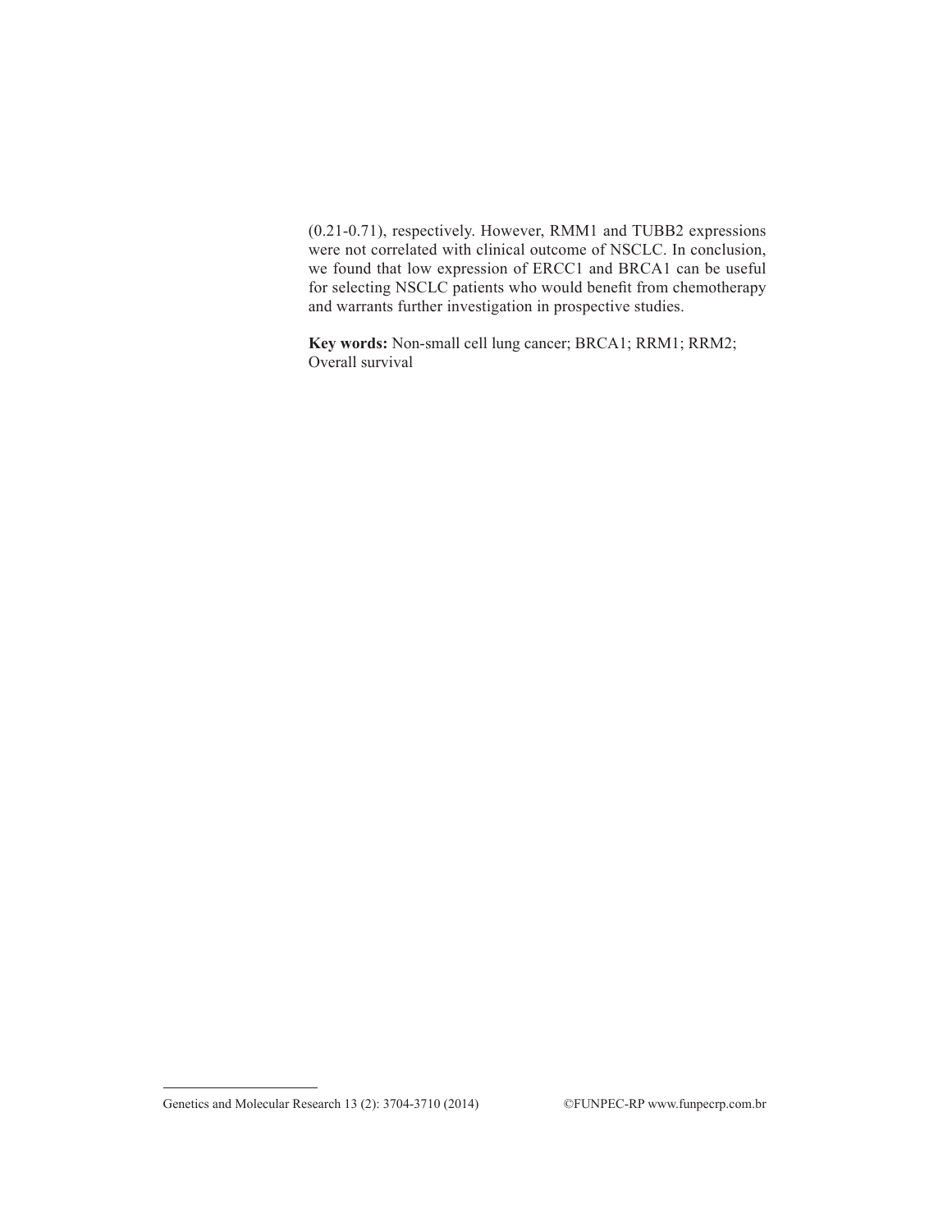(0.21-0.71), respectively. However, RMM1 and TUBB2 expressions were not correlated with clinical outcome of NSCLC. In conclusion, we found that low expression of ERCC1 and BRCA1 can be useful for selecting NSCLC patients who would benefit from chemotherapy and warrants further investigation in prospective studies.

**Key words:** Non-small cell lung cancer; BRCA1; RRM1; RRM2; Overall survival